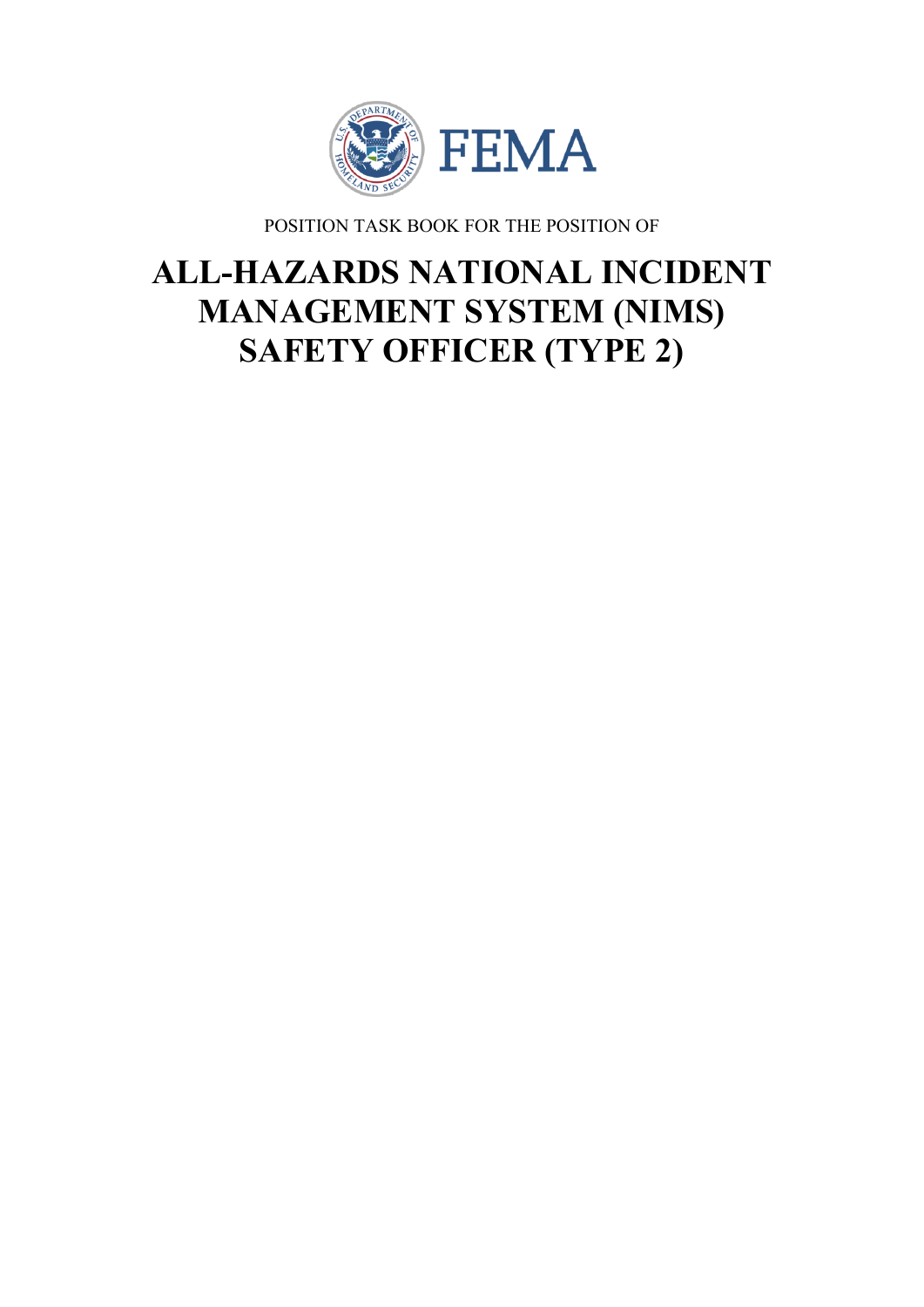FEMA

POSITION TASK BOOK FOR THE POSITION OF

# ALL-HAZARDS NATIONAL INCIDENT MANAGEMENT SYSTEM (NIMS) SAFETY OFFICER (TYPE 2)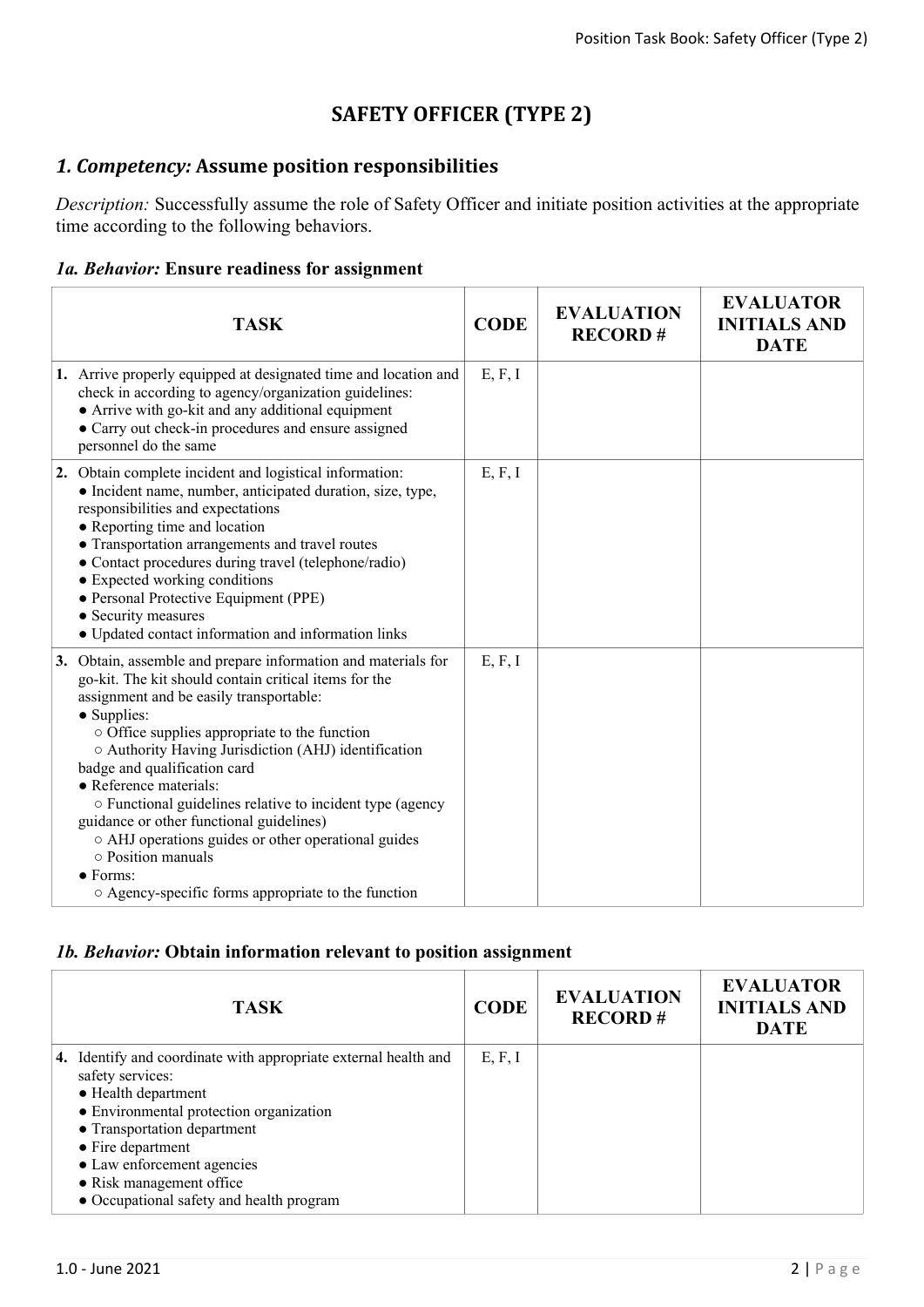# SAFETY OFFICER (TYPE 2)

## *1. Competency:* Assume position responsibilities

*Description:* Successfully assume the role of Safety Officer and initiate position activities at the appropriate time according to the following behaviors.

### *1a. Behavior:* Ensure readiness for assignment

| TASK | CODE | EVALUATION RECORD # | EVALUATOR INITIALS AND DATE |
|---|---|---|---|
| **1.** Arrive properly equipped at designated time and location and check in according to agency/organization guidelines:<br>● Arrive with go-kit and any additional equipment<br>● Carry out check-in procedures and ensure assigned personnel do the same | E, F, I | | |
| **2.** Obtain complete incident and logistical information:<br>● Incident name, number, anticipated duration, size, type, responsibilities and expectations<br>● Reporting time and location<br>● Transportation arrangements and travel routes<br>● Contact procedures during travel (telephone/radio)<br>● Expected working conditions<br>● Personal Protective Equipment (PPE)<br>● Security measures<br>● Updated contact information and information links | E, F, I | | |
| **3.** Obtain, assemble and prepare information and materials for go-kit. The kit should contain critical items for the assignment and be easily transportable:<br>● Supplies:<br>○ Office supplies appropriate to the function<br>○ Authority Having Jurisdiction (AHJ) identification badge and qualification card<br>● Reference materials:<br>○ Functional guidelines relative to incident type (agency guidance or other functional guidelines)<br>○ AHJ operations guides or other operational guides<br>○ Position manuals<br>● Forms:<br>○ Agency-specific forms appropriate to the function | E, F, I | | |

### *1b. Behavior:* Obtain information relevant to position assignment

| TASK | CODE | EVALUATION RECORD # | EVALUATOR INITIALS AND DATE |
|---|---|---|---|
| **4.** Identify and coordinate with appropriate external health and safety services:<br>● Health department<br>● Environmental protection organization<br>● Transportation department<br>● Fire department<br>● Law enforcement agencies<br>● Risk management office<br>● Occupational safety and health program | E, F, I | | |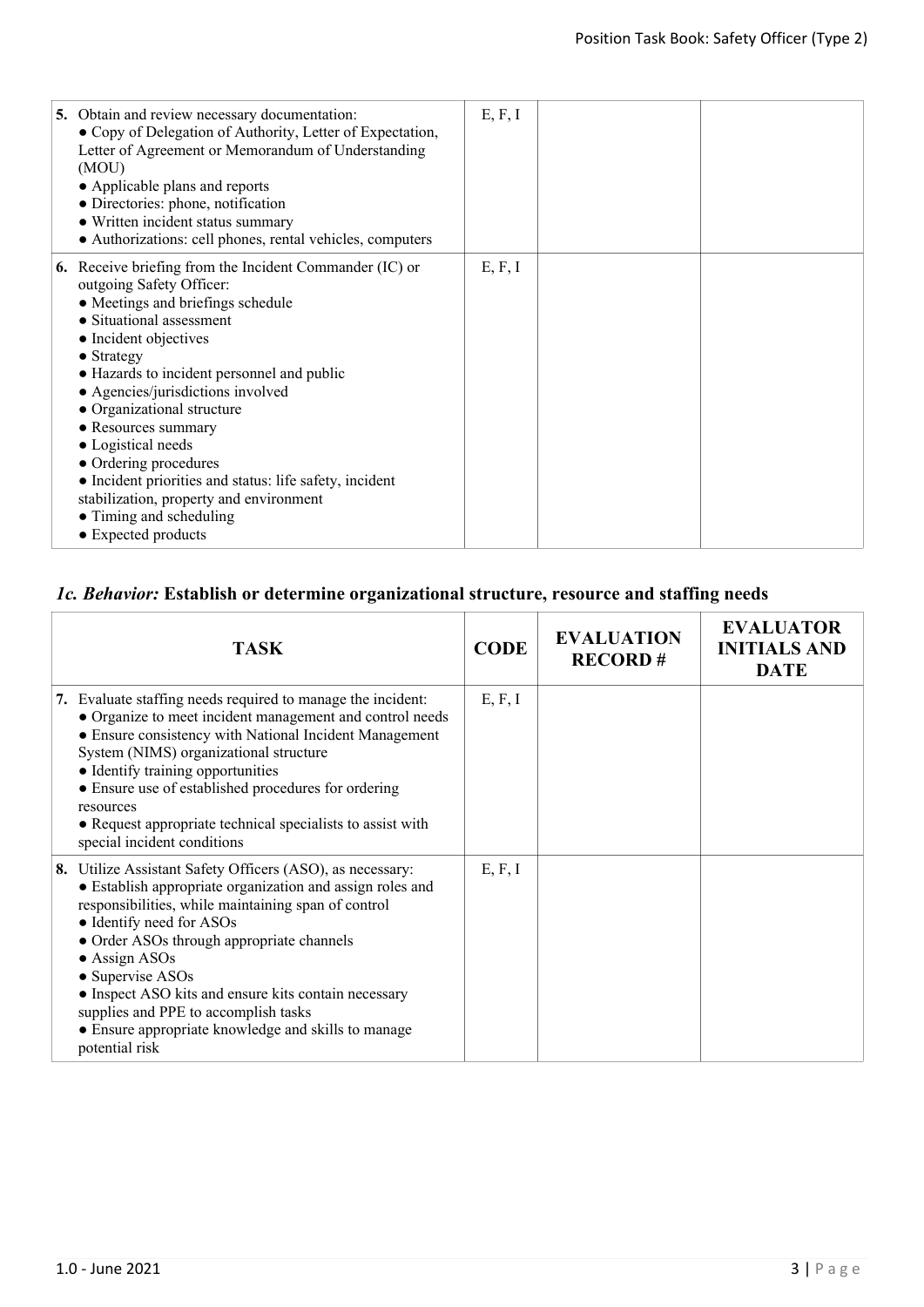| | | | |
|---|---|---|---|
| **5.** Obtain and review necessary documentation:<br>● Copy of Delegation of Authority, Letter of Expectation, Letter of Agreement or Memorandum of Understanding (MOU)<br>● Applicable plans and reports<br>● Directories: phone, notification<br>● Written incident status summary<br>● Authorizations: cell phones, rental vehicles, computers | E, F, I | | |
| **6.** Receive briefing from the Incident Commander (IC) or outgoing Safety Officer:<br>● Meetings and briefings schedule<br>● Situational assessment<br>● Incident objectives<br>● Strategy<br>● Hazards to incident personnel and public<br>● Agencies/jurisdictions involved<br>● Organizational structure<br>● Resources summary<br>● Logistical needs<br>● Ordering procedures<br>● Incident priorities and status: life safety, incident stabilization, property and environment<br>● Timing and scheduling<br>● Expected products | E, F, I | | |

### *1c. Behavior:* Establish or determine organizational structure, resource and staffing needs

| TASK | CODE | EVALUATION RECORD # | EVALUATOR INITIALS AND DATE |
|---|---|---|---|
| **7.** Evaluate staffing needs required to manage the incident:<br>● Organize to meet incident management and control needs<br>● Ensure consistency with National Incident Management System (NIMS) organizational structure<br>● Identify training opportunities<br>● Ensure use of established procedures for ordering resources<br>● Request appropriate technical specialists to assist with special incident conditions | E, F, I | | |
| **8.** Utilize Assistant Safety Officers (ASO), as necessary:<br>● Establish appropriate organization and assign roles and responsibilities, while maintaining span of control<br>● Identify need for ASOs<br>● Order ASOs through appropriate channels<br>● Assign ASOs<br>● Supervise ASOs<br>● Inspect ASO kits and ensure kits contain necessary supplies and PPE to accomplish tasks<br>● Ensure appropriate knowledge and skills to manage potential risk | E, F, I | | |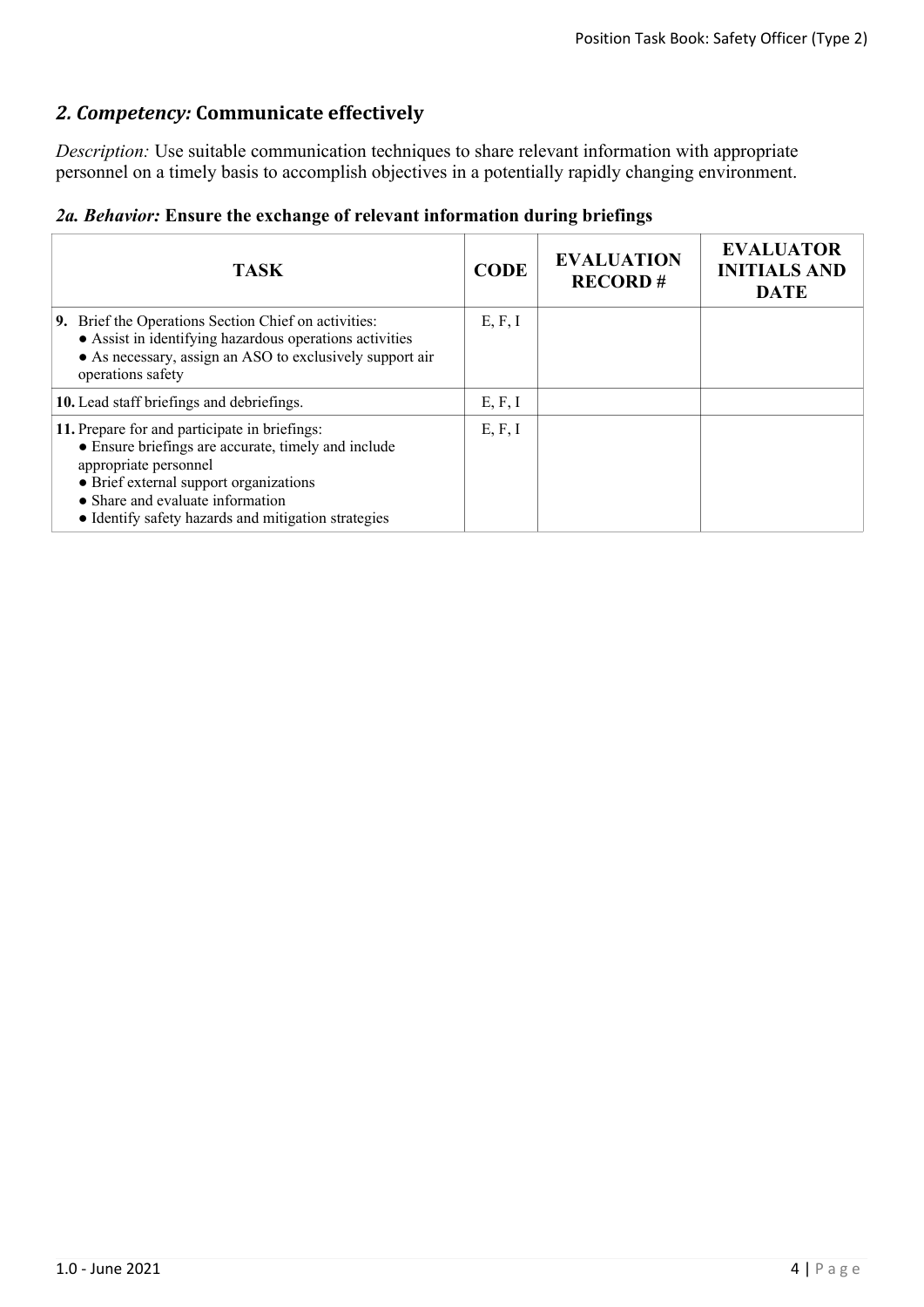## *2. Competency:* Communicate effectively

*Description:* Use suitable communication techniques to share relevant information with appropriate personnel on a timely basis to accomplish objectives in a potentially rapidly changing environment.

### *2a. Behavior:* Ensure the exchange of relevant information during briefings

| TASK | CODE | EVALUATION RECORD # | EVALUATOR INITIALS AND DATE |
|---|---|---|---|
| **9.** Brief the Operations Section Chief on activities: ● Assist in identifying hazardous operations activities ● As necessary, assign an ASO to exclusively support air operations safety | E, F, I | | |
| **10.** Lead staff briefings and debriefings. | E, F, I | | |
| **11.** Prepare for and participate in briefings: ● Ensure briefings are accurate, timely and include appropriate personnel ● Brief external support organizations ● Share and evaluate information ● Identify safety hazards and mitigation strategies | E, F, I | | |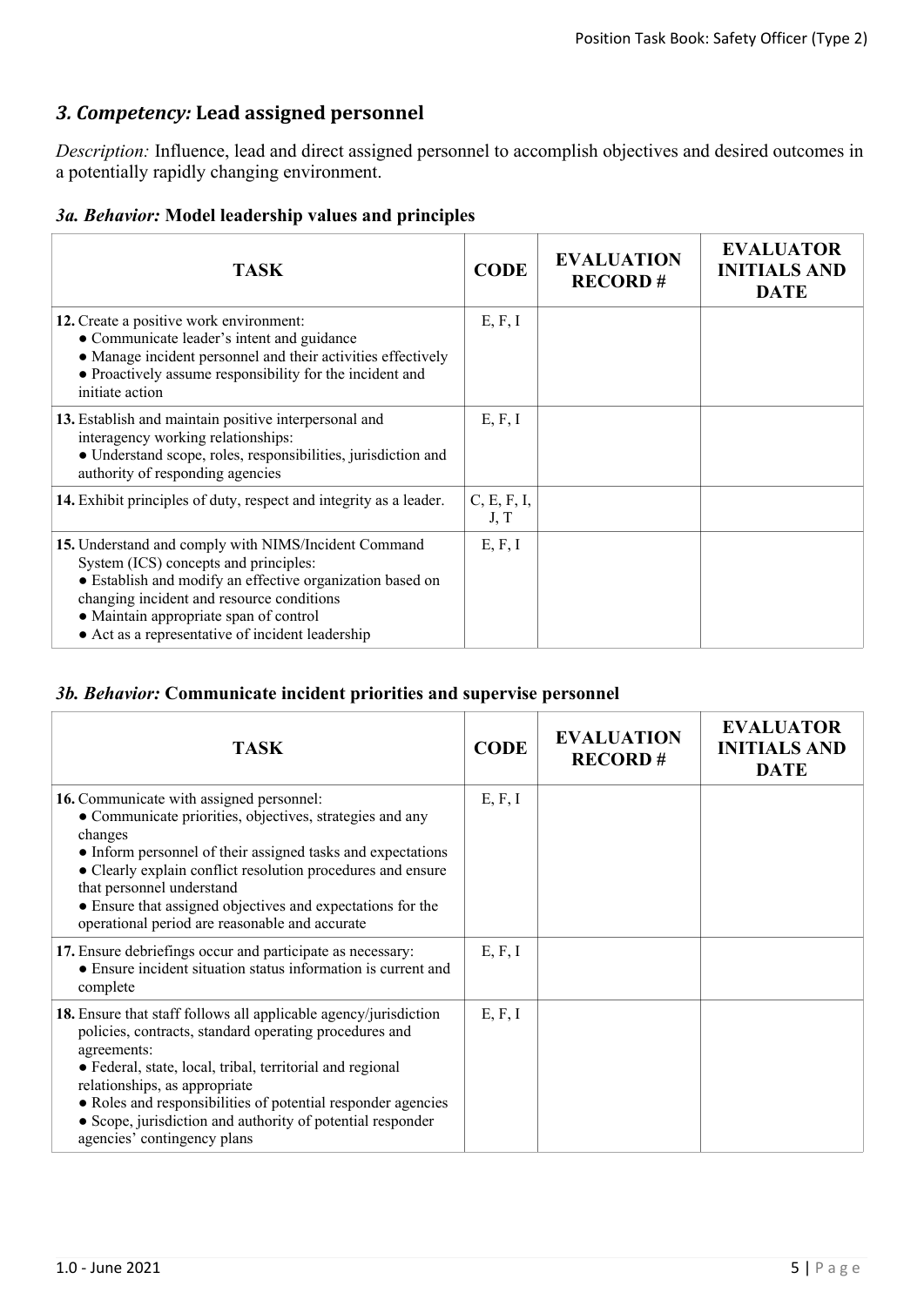## *3. Competency:* Lead assigned personnel

*Description:* Influence, lead and direct assigned personnel to accomplish objectives and desired outcomes in a potentially rapidly changing environment.

### *3a. Behavior:* Model leadership values and principles

| TASK | CODE | EVALUATION RECORD # | EVALUATOR INITIALS AND DATE |
|---|---|---|---|
| **12.** Create a positive work environment:<br>● Communicate leader's intent and guidance<br>● Manage incident personnel and their activities effectively<br>● Proactively assume responsibility for the incident and initiate action | E, F, I | | |
| **13.** Establish and maintain positive interpersonal and interagency working relationships:<br>● Understand scope, roles, responsibilities, jurisdiction and authority of responding agencies | E, F, I | | |
| **14.** Exhibit principles of duty, respect and integrity as a leader. | C, E, F, I, J, T | | |
| **15.** Understand and comply with NIMS/Incident Command System (ICS) concepts and principles:<br>● Establish and modify an effective organization based on changing incident and resource conditions<br>● Maintain appropriate span of control<br>● Act as a representative of incident leadership | E, F, I | | |

### *3b. Behavior:* Communicate incident priorities and supervise personnel

| TASK | CODE | EVALUATION RECORD # | EVALUATOR INITIALS AND DATE |
|---|---|---|---|
| **16.** Communicate with assigned personnel:<br>● Communicate priorities, objectives, strategies and any changes<br>● Inform personnel of their assigned tasks and expectations<br>● Clearly explain conflict resolution procedures and ensure that personnel understand<br>● Ensure that assigned objectives and expectations for the operational period are reasonable and accurate | E, F, I | | |
| **17.** Ensure debriefings occur and participate as necessary:<br>● Ensure incident situation status information is current and complete | E, F, I | | |
| **18.** Ensure that staff follows all applicable agency/jurisdiction policies, contracts, standard operating procedures and agreements:<br>● Federal, state, local, tribal, territorial and regional relationships, as appropriate<br>● Roles and responsibilities of potential responder agencies<br>● Scope, jurisdiction and authority of potential responder agencies' contingency plans | E, F, I | | |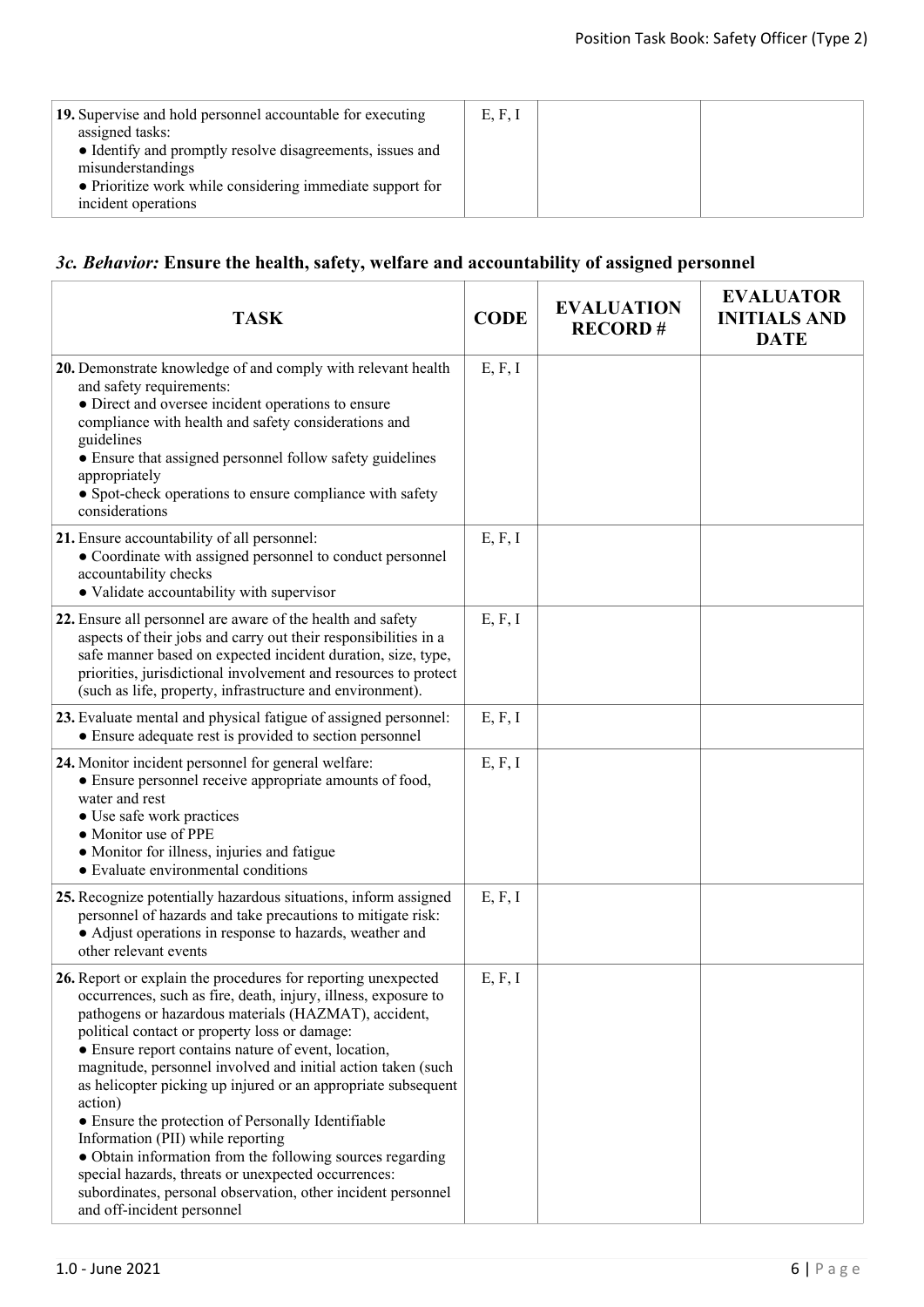| TASK | CODE | EVALUATION RECORD # | EVALUATOR INITIALS AND DATE |
|---|---|---|---|
| **19.** Supervise and hold personnel accountable for executing assigned tasks:<br>● Identify and promptly resolve disagreements, issues and misunderstandings<br>● Prioritize work while considering immediate support for incident operations | E, F, I | | |

### *3c. Behavior:* Ensure the health, safety, welfare and accountability of assigned personnel

| TASK | CODE | EVALUATION RECORD # | EVALUATOR INITIALS AND DATE |
|---|---|---|---|
| **20.** Demonstrate knowledge of and comply with relevant health and safety requirements:<br>● Direct and oversee incident operations to ensure compliance with health and safety considerations and guidelines<br>● Ensure that assigned personnel follow safety guidelines appropriately<br>● Spot-check operations to ensure compliance with safety considerations | E, F, I | | |
| **21.** Ensure accountability of all personnel:<br>● Coordinate with assigned personnel to conduct personnel accountability checks<br>● Validate accountability with supervisor | E, F, I | | |
| **22.** Ensure all personnel are aware of the health and safety aspects of their jobs and carry out their responsibilities in a safe manner based on expected incident duration, size, type, priorities, jurisdictional involvement and resources to protect (such as life, property, infrastructure and environment). | E, F, I | | |
| **23.** Evaluate mental and physical fatigue of assigned personnel:<br>● Ensure adequate rest is provided to section personnel | E, F, I | | |
| **24.** Monitor incident personnel for general welfare:<br>● Ensure personnel receive appropriate amounts of food, water and rest<br>● Use safe work practices<br>● Monitor use of PPE<br>● Monitor for illness, injuries and fatigue<br>● Evaluate environmental conditions | E, F, I | | |
| **25.** Recognize potentially hazardous situations, inform assigned personnel of hazards and take precautions to mitigate risk:<br>● Adjust operations in response to hazards, weather and other relevant events | E, F, I | | |
| **26.** Report or explain the procedures for reporting unexpected occurrences, such as fire, death, injury, illness, exposure to pathogens or hazardous materials (HAZMAT), accident, political contact or property loss or damage:<br>● Ensure report contains nature of event, location, magnitude, personnel involved and initial action taken (such as helicopter picking up injured or an appropriate subsequent action)<br>● Ensure the protection of Personally Identifiable Information (PII) while reporting<br>● Obtain information from the following sources regarding special hazards, threats or unexpected occurrences: subordinates, personal observation, other incident personnel and off-incident personnel | E, F, I | | |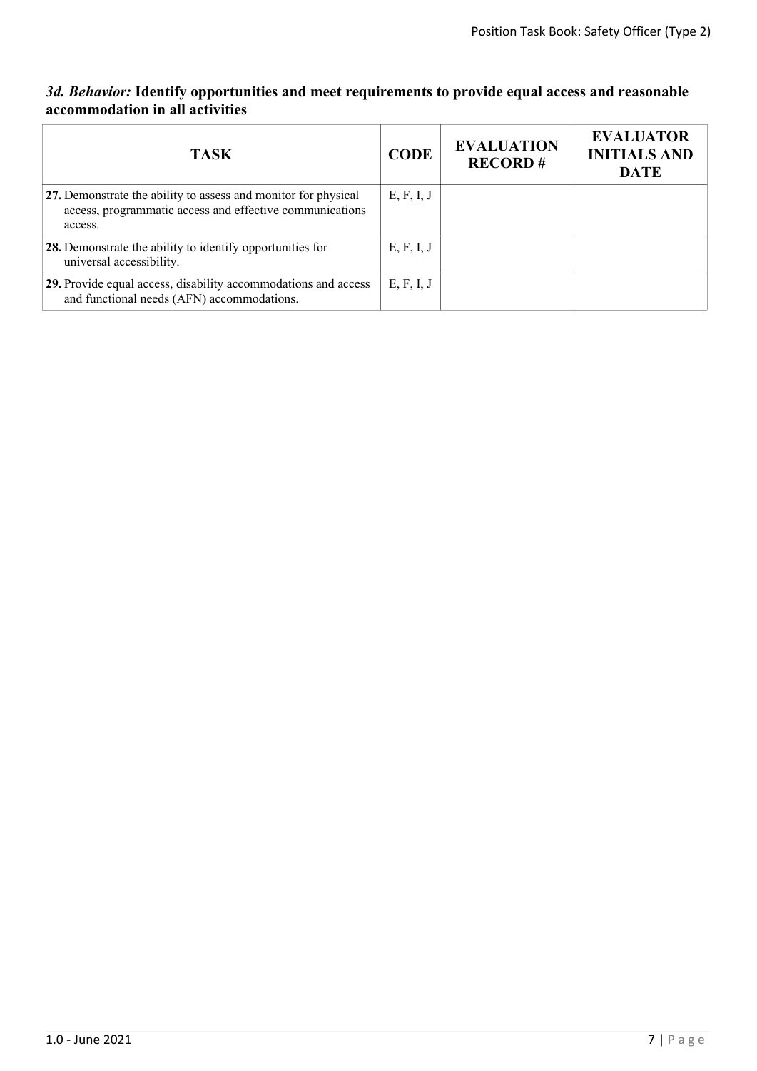### *3d. Behavior:* Identify opportunities and meet requirements to provide equal access and reasonable accommodation in all activities

| TASK | CODE | EVALUATION RECORD # | EVALUATOR INITIALS AND DATE |
|---|---|---|---|
| **27.** Demonstrate the ability to assess and monitor for physical access, programmatic access and effective communications access. | E, F, I, J | | |
| **28.** Demonstrate the ability to identify opportunities for universal accessibility. | E, F, I, J | | |
| **29.** Provide equal access, disability accommodations and access and functional needs (AFN) accommodations. | E, F, I, J | | |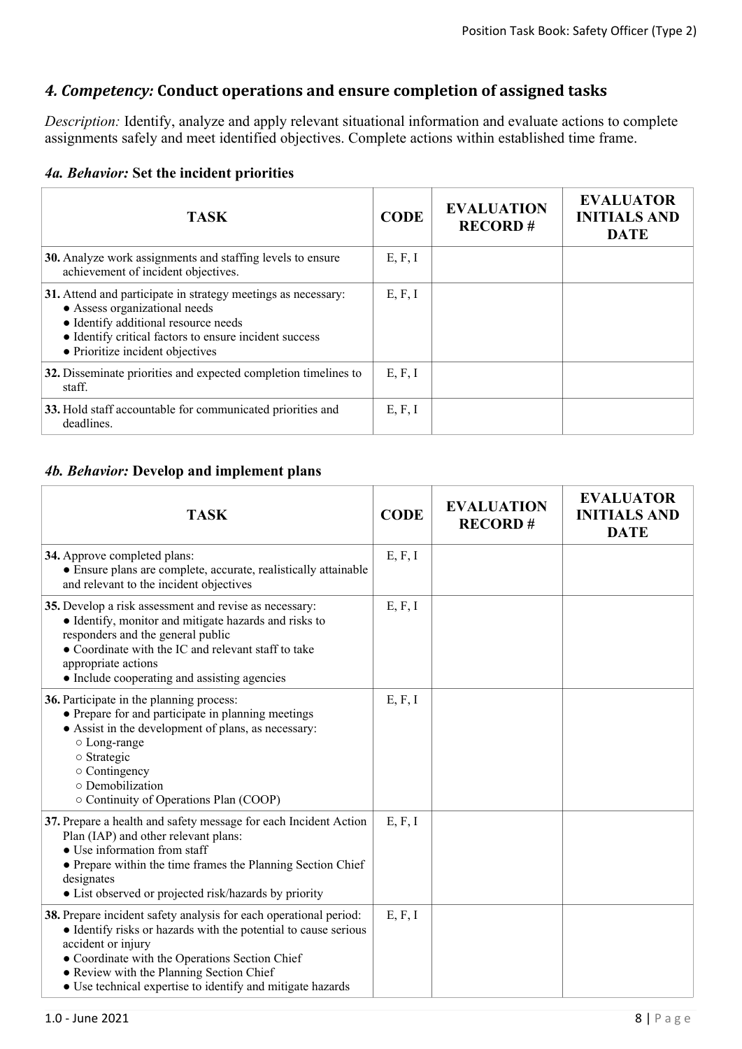## *4. Competency:* Conduct operations and ensure completion of assigned tasks

*Description:* Identify, analyze and apply relevant situational information and evaluate actions to complete assignments safely and meet identified objectives. Complete actions within established time frame.

### *4a. Behavior:* Set the incident priorities

| TASK | CODE | EVALUATION RECORD # | EVALUATOR INITIALS AND DATE |
|---|---|---|---|
| **30.** Analyze work assignments and staffing levels to ensure achievement of incident objectives. | E, F, I | | |
| **31.** Attend and participate in strategy meetings as necessary:<br>● Assess organizational needs<br>● Identify additional resource needs<br>● Identify critical factors to ensure incident success<br>● Prioritize incident objectives | E, F, I | | |
| **32.** Disseminate priorities and expected completion timelines to staff. | E, F, I | | |
| **33.** Hold staff accountable for communicated priorities and deadlines. | E, F, I | | |

### *4b. Behavior:* Develop and implement plans

| TASK | CODE | EVALUATION RECORD # | EVALUATOR INITIALS AND DATE |
|---|---|---|---|
| **34.** Approve completed plans:<br>● Ensure plans are complete, accurate, realistically attainable and relevant to the incident objectives | E, F, I | | |
| **35.** Develop a risk assessment and revise as necessary:<br>● Identify, monitor and mitigate hazards and risks to responders and the general public<br>● Coordinate with the IC and relevant staff to take appropriate actions<br>● Include cooperating and assisting agencies | E, F, I | | |
| **36.** Participate in the planning process:<br>● Prepare for and participate in planning meetings<br>● Assist in the development of plans, as necessary:<br>○ Long-range<br>○ Strategic<br>○ Contingency<br>○ Demobilization<br>○ Continuity of Operations Plan (COOP) | E, F, I | | |
| **37.** Prepare a health and safety message for each Incident Action Plan (IAP) and other relevant plans:<br>● Use information from staff<br>● Prepare within the time frames the Planning Section Chief designates<br>● List observed or projected risk/hazards by priority | E, F, I | | |
| **38.** Prepare incident safety analysis for each operational period:<br>● Identify risks or hazards with the potential to cause serious accident or injury<br>● Coordinate with the Operations Section Chief<br>● Review with the Planning Section Chief<br>● Use technical expertise to identify and mitigate hazards | E, F, I | | |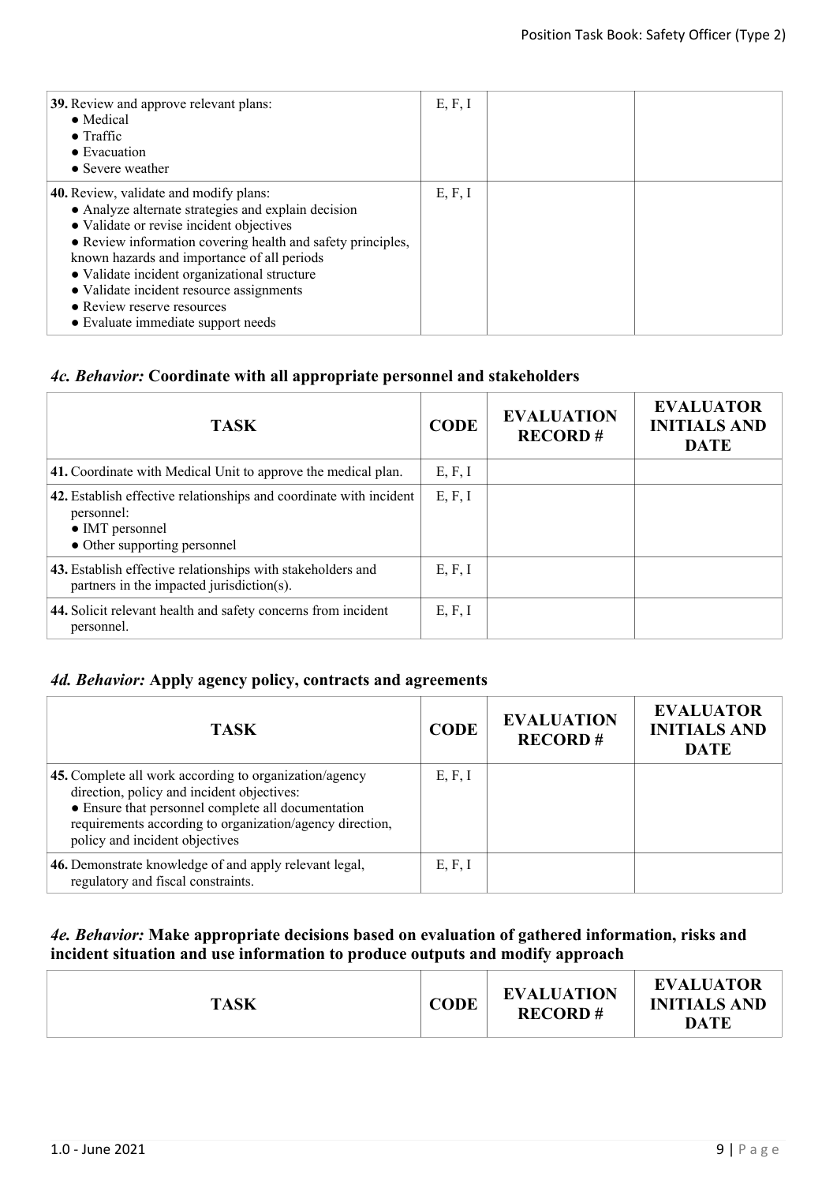| TASK | CODE | EVALUATION RECORD # | EVALUATOR INITIALS AND DATE |
|---|---|---|---|
| **39.** Review and approve relevant plans:<br>● Medical<br>● Traffic<br>● Evacuation<br>● Severe weather | E, F, I | | |
| **40.** Review, validate and modify plans:<br>● Analyze alternate strategies and explain decision<br>● Validate or revise incident objectives<br>● Review information covering health and safety principles, known hazards and importance of all periods<br>● Validate incident organizational structure<br>● Validate incident resource assignments<br>● Review reserve resources<br>● Evaluate immediate support needs | E, F, I | | |

### *4c. Behavior:* Coordinate with all appropriate personnel and stakeholders

| TASK | CODE | EVALUATION RECORD # | EVALUATOR INITIALS AND DATE |
|---|---|---|---|
| **41.** Coordinate with Medical Unit to approve the medical plan. | E, F, I | | |
| **42.** Establish effective relationships and coordinate with incident personnel:<br>● IMT personnel<br>● Other supporting personnel | E, F, I | | |
| **43.** Establish effective relationships with stakeholders and partners in the impacted jurisdiction(s). | E, F, I | | |
| **44.** Solicit relevant health and safety concerns from incident personnel. | E, F, I | | |

### *4d. Behavior:* Apply agency policy, contracts and agreements

| TASK | CODE | EVALUATION RECORD # | EVALUATOR INITIALS AND DATE |
|---|---|---|---|
| **45.** Complete all work according to organization/agency direction, policy and incident objectives:<br>● Ensure that personnel complete all documentation requirements according to organization/agency direction, policy and incident objectives | E, F, I | | |
| **46.** Demonstrate knowledge of and apply relevant legal, regulatory and fiscal constraints. | E, F, I | | |

### *4e. Behavior:* Make appropriate decisions based on evaluation of gathered information, risks and incident situation and use information to produce outputs and modify approach

| TASK | CODE | EVALUATION RECORD # | EVALUATOR INITIALS AND DATE |
|---|---|---|---|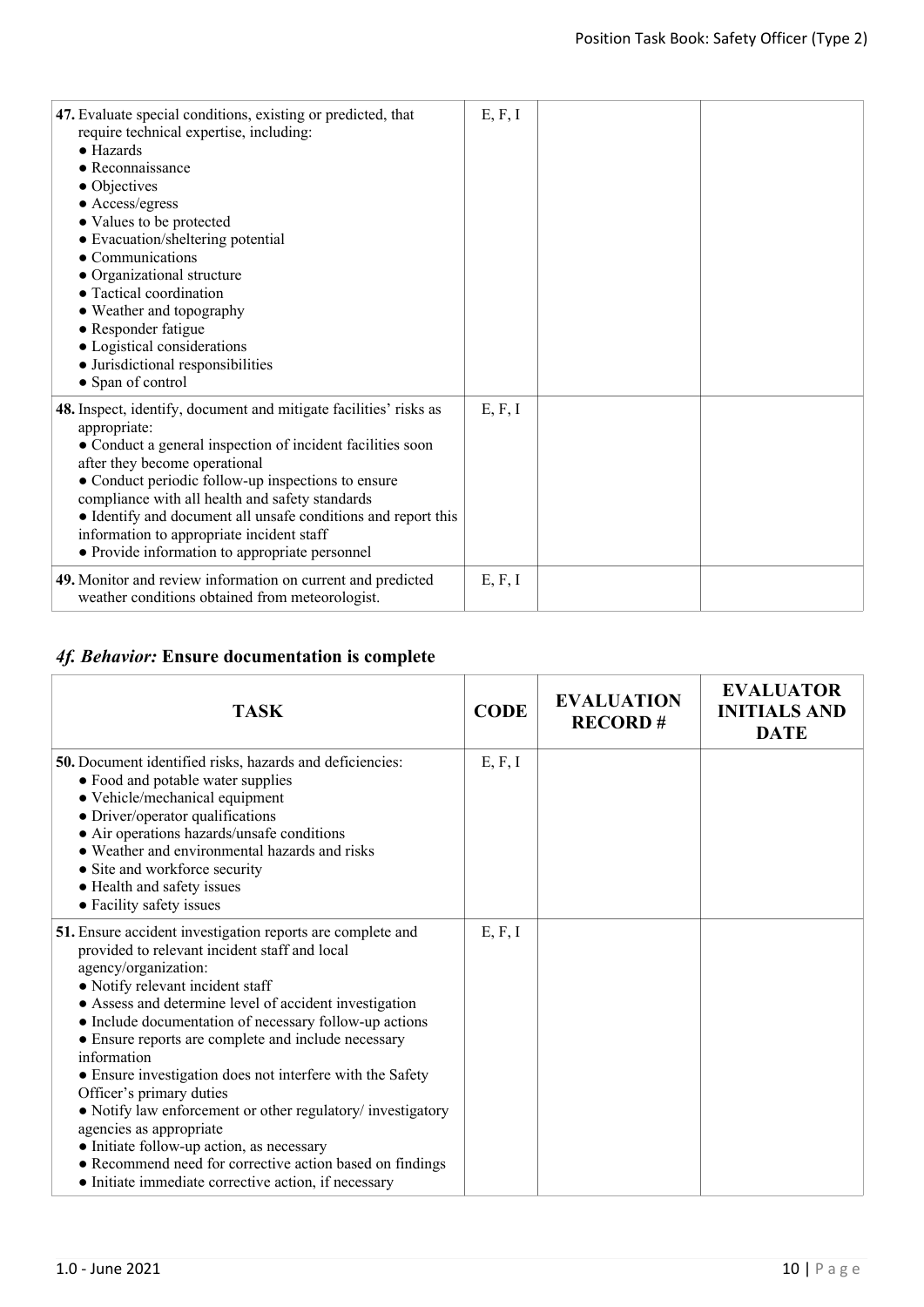| TASK | CODE | EVALUATION RECORD # | EVALUATOR INITIALS AND DATE |
|---|---|---|---|
| **47.** Evaluate special conditions, existing or predicted, that require technical expertise, including:<br>● Hazards<br>● Reconnaissance<br>● Objectives<br>● Access/egress<br>● Values to be protected<br>● Evacuation/sheltering potential<br>● Communications<br>● Organizational structure<br>● Tactical coordination<br>● Weather and topography<br>● Responder fatigue<br>● Logistical considerations<br>● Jurisdictional responsibilities<br>● Span of control | E, F, I | | |
| **48.** Inspect, identify, document and mitigate facilities' risks as appropriate:<br>● Conduct a general inspection of incident facilities soon after they become operational<br>● Conduct periodic follow-up inspections to ensure compliance with all health and safety standards<br>● Identify and document all unsafe conditions and report this information to appropriate incident staff<br>● Provide information to appropriate personnel | E, F, I | | |
| **49.** Monitor and review information on current and predicted weather conditions obtained from meteorologist. | E, F, I | | |

## *4f. Behavior:* Ensure documentation is complete

| TASK | CODE | EVALUATION RECORD # | EVALUATOR INITIALS AND DATE |
|---|---|---|---|
| **50.** Document identified risks, hazards and deficiencies:<br>● Food and potable water supplies<br>● Vehicle/mechanical equipment<br>● Driver/operator qualifications<br>● Air operations hazards/unsafe conditions<br>● Weather and environmental hazards and risks<br>● Site and workforce security<br>● Health and safety issues<br>● Facility safety issues | E, F, I | | |
| **51.** Ensure accident investigation reports are complete and provided to relevant incident staff and local agency/organization:<br>● Notify relevant incident staff<br>● Assess and determine level of accident investigation<br>● Include documentation of necessary follow-up actions<br>● Ensure reports are complete and include necessary information<br>● Ensure investigation does not interfere with the Safety Officer's primary duties<br>● Notify law enforcement or other regulatory/ investigatory agencies as appropriate<br>● Initiate follow-up action, as necessary<br>● Recommend need for corrective action based on findings<br>● Initiate immediate corrective action, if necessary | E, F, I | | |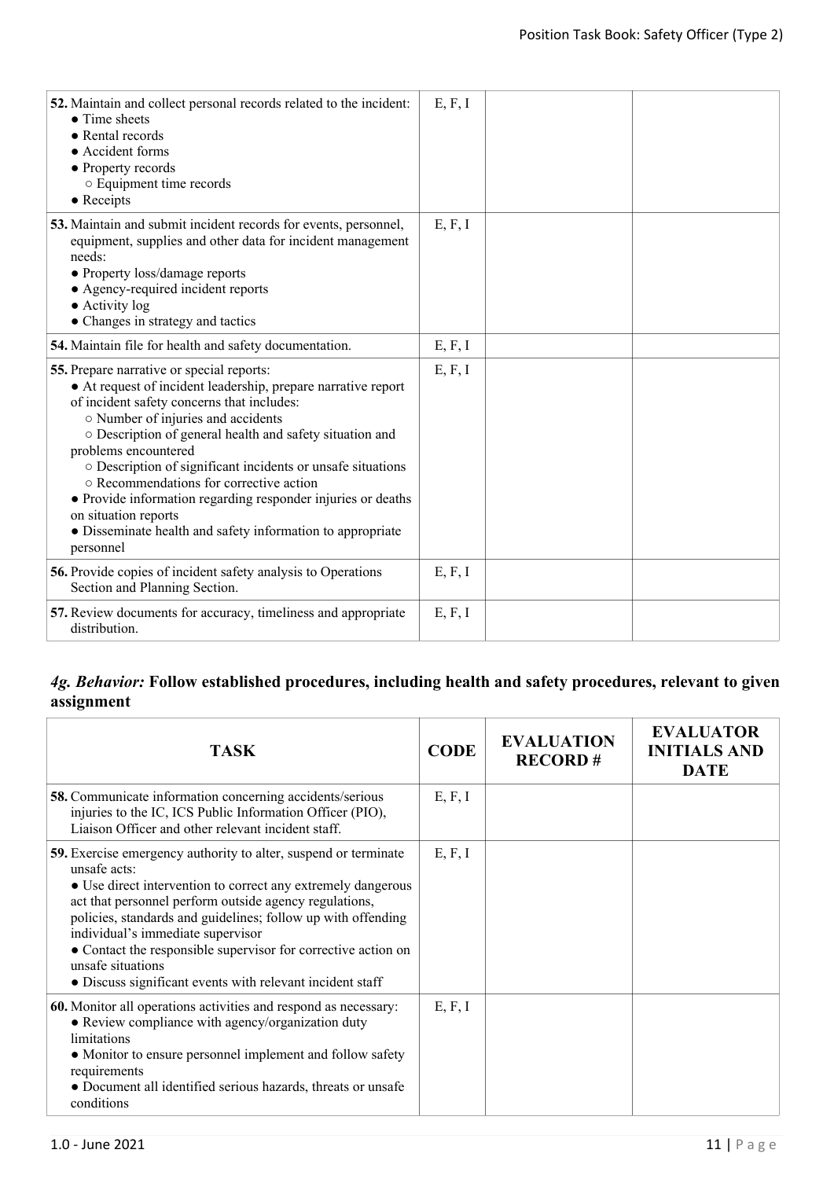| TASK | CODE | EVALUATION RECORD # | EVALUATOR INITIALS AND DATE |
|---|---|---|---|
| **52.** Maintain and collect personal records related to the incident:<br>● Time sheets<br>● Rental records<br>● Accident forms<br>● Property records<br>○ Equipment time records<br>● Receipts | E, F, I | | |
| **53.** Maintain and submit incident records for events, personnel, equipment, supplies and other data for incident management needs:<br>● Property loss/damage reports<br>● Agency-required incident reports<br>● Activity log<br>● Changes in strategy and tactics | E, F, I | | |
| **54.** Maintain file for health and safety documentation. | E, F, I | | |
| **55.** Prepare narrative or special reports:<br>● At request of incident leadership, prepare narrative report of incident safety concerns that includes:<br>○ Number of injuries and accidents<br>○ Description of general health and safety situation and problems encountered<br>○ Description of significant incidents or unsafe situations<br>○ Recommendations for corrective action<br>● Provide information regarding responder injuries or deaths on situation reports<br>● Disseminate health and safety information to appropriate personnel | E, F, I | | |
| **56.** Provide copies of incident safety analysis to Operations Section and Planning Section. | E, F, I | | |
| **57.** Review documents for accuracy, timeliness and appropriate distribution. | E, F, I | | |

### *4g. Behavior:* **Follow established procedures, including health and safety procedures, relevant to given assignment**

| TASK | CODE | EVALUATION RECORD # | EVALUATOR INITIALS AND DATE |
|---|---|---|---|
| **58.** Communicate information concerning accidents/serious injuries to the IC, ICS Public Information Officer (PIO), Liaison Officer and other relevant incident staff. | E, F, I | | |
| **59.** Exercise emergency authority to alter, suspend or terminate unsafe acts:<br>● Use direct intervention to correct any extremely dangerous act that personnel perform outside agency regulations, policies, standards and guidelines; follow up with offending individual's immediate supervisor<br>● Contact the responsible supervisor for corrective action on unsafe situations<br>● Discuss significant events with relevant incident staff | E, F, I | | |
| **60.** Monitor all operations activities and respond as necessary:<br>● Review compliance with agency/organization duty limitations<br>● Monitor to ensure personnel implement and follow safety requirements<br>● Document all identified serious hazards, threats or unsafe conditions | E, F, I | | |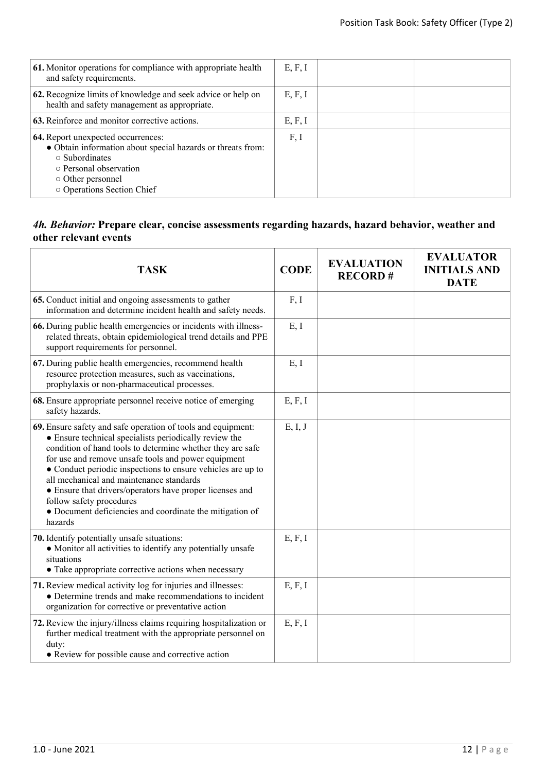| TASK | CODE | EVALUATION RECORD # | EVALUATOR INITIALS AND DATE |
|---|---|---|---|
| **61.** Monitor operations for compliance with appropriate health and safety requirements. | E, F, I | | |
| **62.** Recognize limits of knowledge and seek advice or help on health and safety management as appropriate. | E, F, I | | |
| **63.** Reinforce and monitor corrective actions. | E, F, I | | |
| **64.** Report unexpected occurrences:<br>● Obtain information about special hazards or threats from:<br>○ Subordinates<br>○ Personal observation<br>○ Other personnel<br>○ Operations Section Chief | F, I | | |

### *4h. Behavior:* Prepare clear, concise assessments regarding hazards, hazard behavior, weather and other relevant events

| TASK | CODE | EVALUATION RECORD # | EVALUATOR INITIALS AND DATE |
|---|---|---|---|
| **65.** Conduct initial and ongoing assessments to gather information and determine incident health and safety needs. | F, I | | |
| **66.** During public health emergencies or incidents with illness-related threats, obtain epidemiological trend details and PPE support requirements for personnel. | E, I | | |
| **67.** During public health emergencies, recommend health resource protection measures, such as vaccinations, prophylaxis or non-pharmaceutical processes. | E, I | | |
| **68.** Ensure appropriate personnel receive notice of emerging safety hazards. | E, F, I | | |
| **69.** Ensure safety and safe operation of tools and equipment:<br>● Ensure technical specialists periodically review the condition of hand tools to determine whether they are safe for use and remove unsafe tools and power equipment<br>● Conduct periodic inspections to ensure vehicles are up to all mechanical and maintenance standards<br>● Ensure that drivers/operators have proper licenses and follow safety procedures<br>● Document deficiencies and coordinate the mitigation of hazards | E, I, J | | |
| **70.** Identify potentially unsafe situations:<br>● Monitor all activities to identify any potentially unsafe situations<br>● Take appropriate corrective actions when necessary | E, F, I | | |
| **71.** Review medical activity log for injuries and illnesses:<br>● Determine trends and make recommendations to incident organization for corrective or preventative action | E, F, I | | |
| **72.** Review the injury/illness claims requiring hospitalization or further medical treatment with the appropriate personnel on duty:<br>● Review for possible cause and corrective action | E, F, I | | |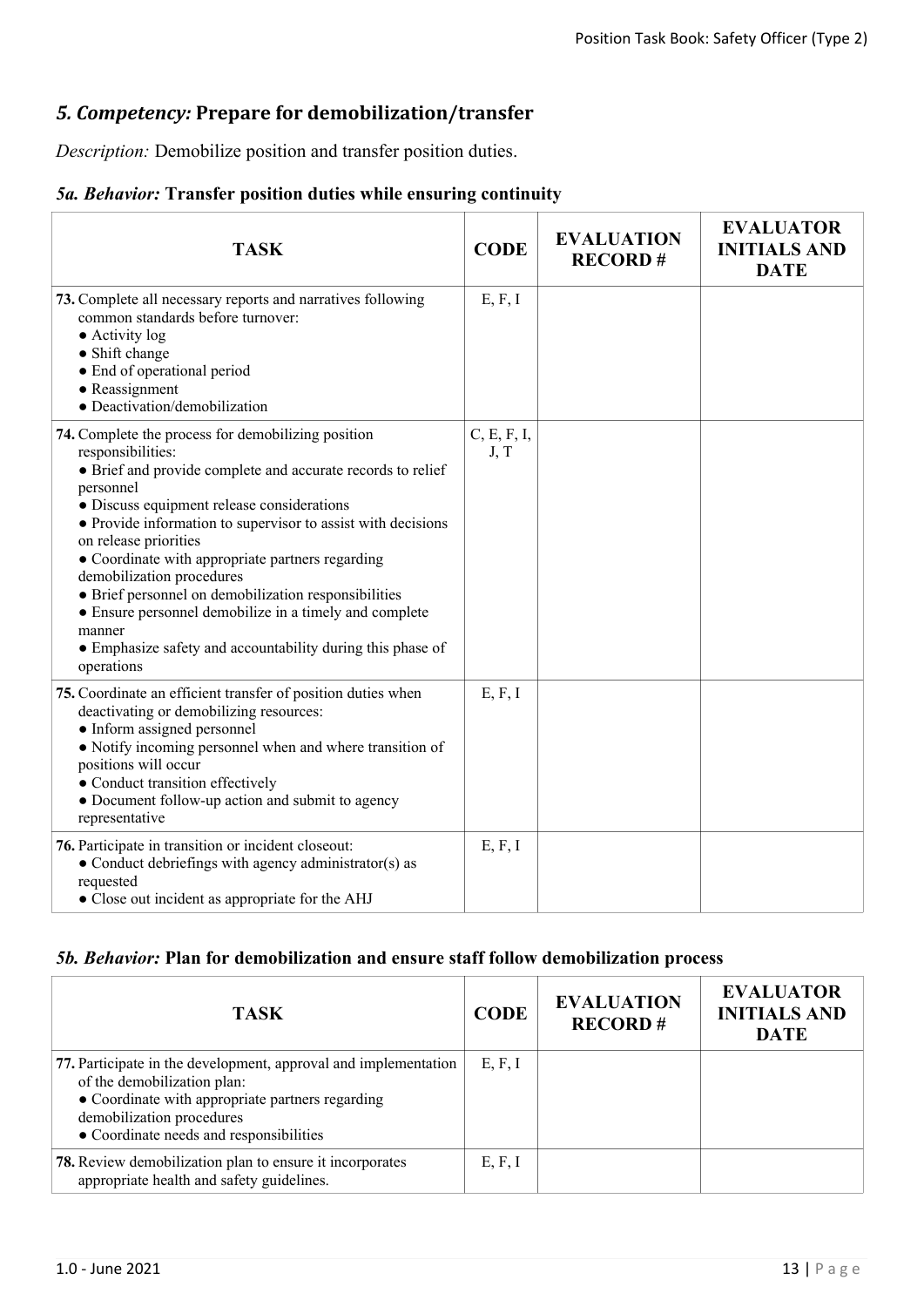## *5. Competency:* **Prepare for demobilization/transfer**

*Description:* Demobilize position and transfer position duties.

### *5a. Behavior:* **Transfer position duties while ensuring continuity**

| TASK | CODE | EVALUATION RECORD # | EVALUATOR INITIALS AND DATE |
|---|---|---|---|
| **73.** Complete all necessary reports and narratives following common standards before turnover:<br>● Activity log<br>● Shift change<br>● End of operational period<br>● Reassignment<br>● Deactivation/demobilization | E, F, I | | |
| **74.** Complete the process for demobilizing position responsibilities:<br>● Brief and provide complete and accurate records to relief personnel<br>● Discuss equipment release considerations<br>● Provide information to supervisor to assist with decisions on release priorities<br>● Coordinate with appropriate partners regarding demobilization procedures<br>● Brief personnel on demobilization responsibilities<br>● Ensure personnel demobilize in a timely and complete manner<br>● Emphasize safety and accountability during this phase of operations | C, E, F, I, J, T | | |
| **75.** Coordinate an efficient transfer of position duties when deactivating or demobilizing resources:<br>● Inform assigned personnel<br>● Notify incoming personnel when and where transition of positions will occur<br>● Conduct transition effectively<br>● Document follow-up action and submit to agency representative | E, F, I | | |
| **76.** Participate in transition or incident closeout:<br>● Conduct debriefings with agency administrator(s) as requested<br>● Close out incident as appropriate for the AHJ | E, F, I | | |

### *5b. Behavior:* **Plan for demobilization and ensure staff follow demobilization process**

| TASK | CODE | EVALUATION RECORD # | EVALUATOR INITIALS AND DATE |
|---|---|---|---|
| **77.** Participate in the development, approval and implementation of the demobilization plan:<br>● Coordinate with appropriate partners regarding demobilization procedures<br>● Coordinate needs and responsibilities | E, F, I | | |
| **78.** Review demobilization plan to ensure it incorporates appropriate health and safety guidelines. | E, F, I | | |